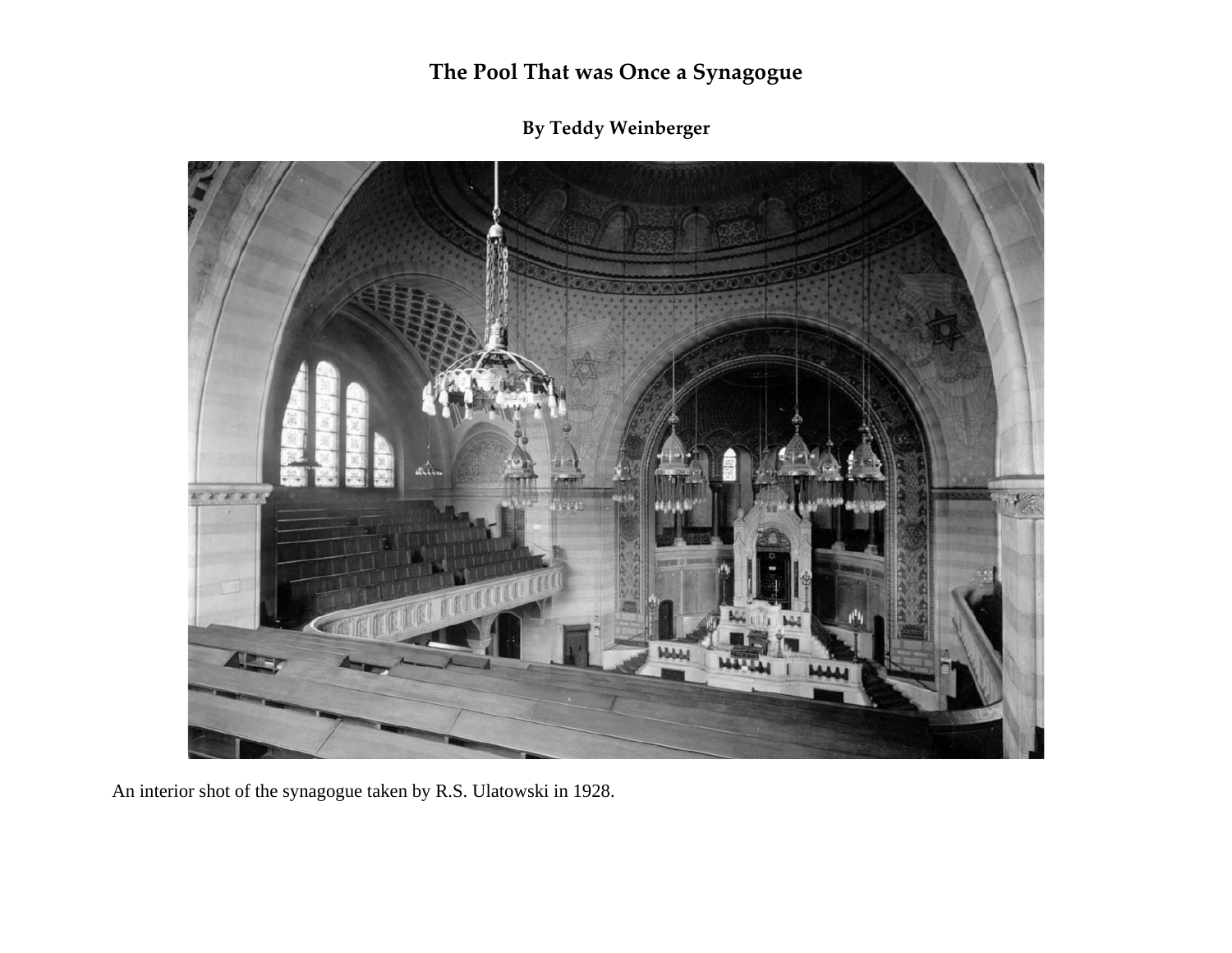# The Pool That was Once a Synagogue

**By Teddy Weinberger**

An interior shot of the synagogue taken by R.S. Ulatowski in 1928.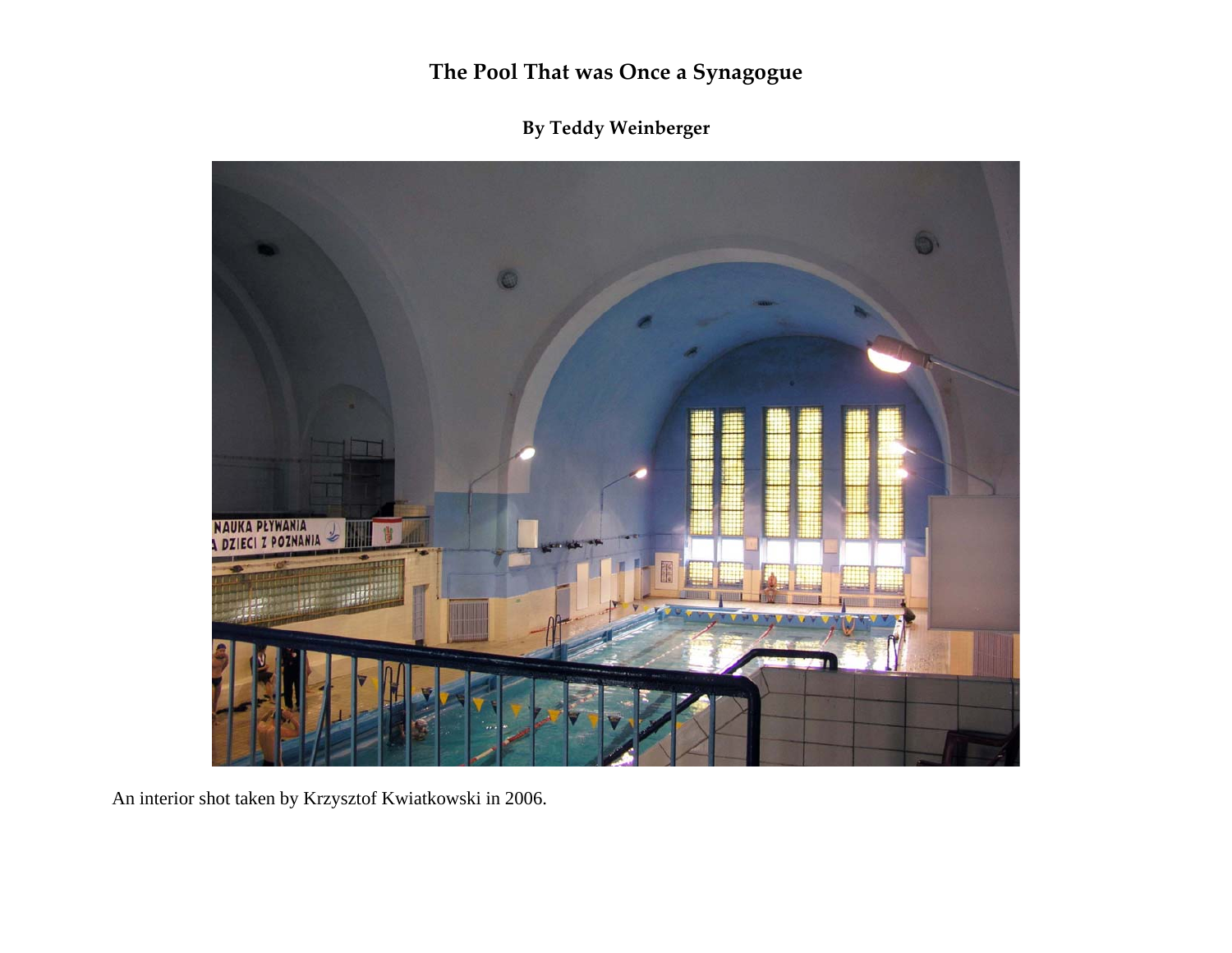# The Pool That was Once a Synagogue

### By Teddy Weinberger

An interior shot taken by Krzysztof Kwiatkowski in 2006.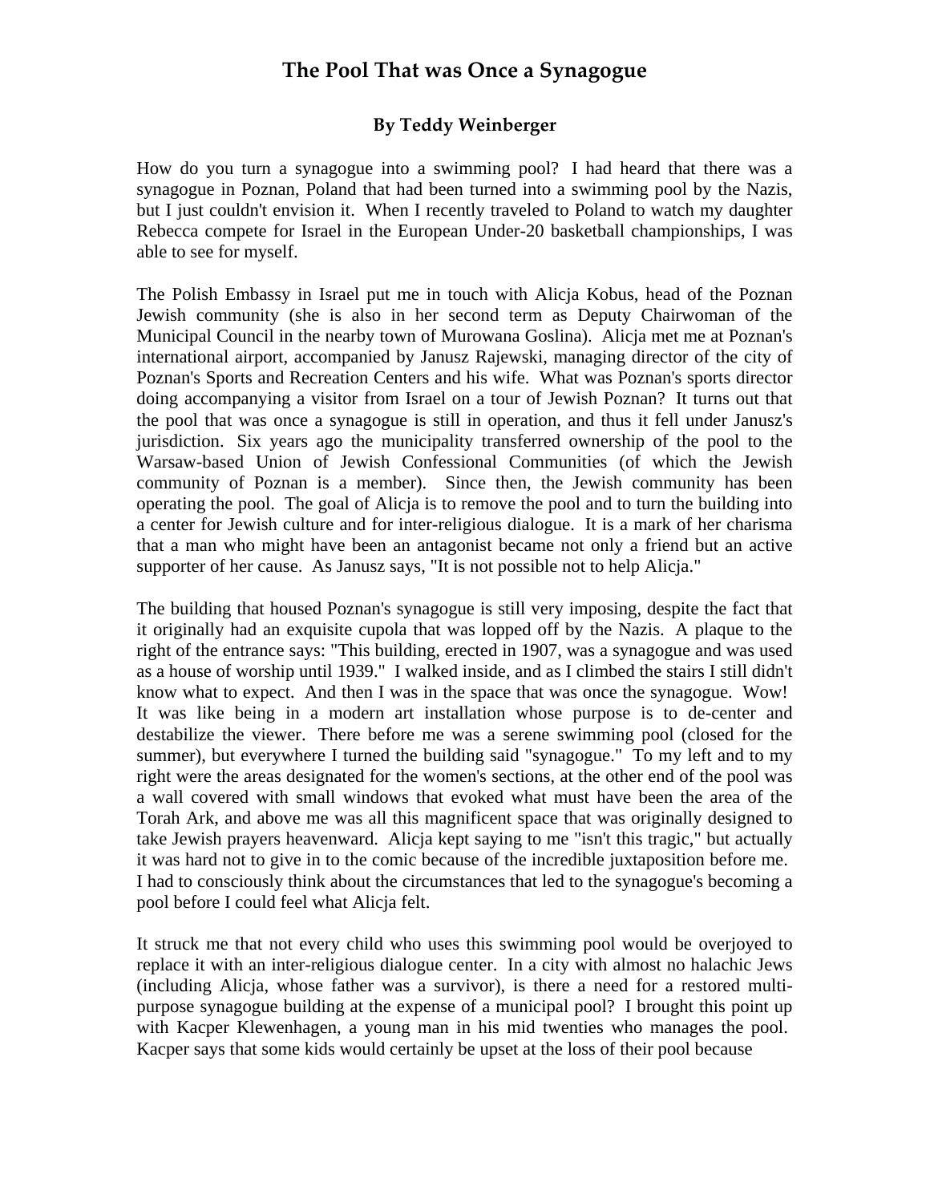# The Pool That was Once a Synagogue

### By Teddy Weinberger

How do you turn a synagogue into a swimming pool? I had heard that there was a synagogue in Poznan, Poland that had been turned into a swimming pool by the Nazis, but I just couldn't envision it. When I recently traveled to Poland to watch my daughter Rebecca compete for Israel in the European Under-20 basketball championships, I was able to see for myself.

The Polish Embassy in Israel put me in touch with Alicja Kobus, head of the Poznan Jewish community (she is also in her second term as Deputy Chairwoman of the Municipal Council in the nearby town of Murowana Goslina). Alicja met me at Poznan's international airport, accompanied by Janusz Rajewski, managing director of the city of Poznan's Sports and Recreation Centers and his wife. What was Poznan's sports director doing accompanying a visitor from Israel on a tour of Jewish Poznan? It turns out that the pool that was once a synagogue is still in operation, and thus it fell under Janusz's jurisdiction. Six years ago the municipality transferred ownership of the pool to the Warsaw-based Union of Jewish Confessional Communities (of which the Jewish community of Poznan is a member). Since then, the Jewish community has been operating the pool. The goal of Alicja is to remove the pool and to turn the building into a center for Jewish culture and for inter-religious dialogue. It is a mark of her charisma that a man who might have been an antagonist became not only a friend but an active supporter of her cause. As Janusz says, "It is not possible not to help Alicja."

The building that housed Poznan's synagogue is still very imposing, despite the fact that it originally had an exquisite cupola that was lopped off by the Nazis. A plaque to the right of the entrance says: "This building, erected in 1907, was a synagogue and was used as a house of worship until 1939." I walked inside, and as I climbed the stairs I still didn't know what to expect. And then I was in the space that was once the synagogue. Wow! It was like being in a modern art installation whose purpose is to de-center and destabilize the viewer. There before me was a serene swimming pool (closed for the summer), but everywhere I turned the building said "synagogue." To my left and to my right were the areas designated for the women's sections, at the other end of the pool was a wall covered with small windows that evoked what must have been the area of the Torah Ark, and above me was all this magnificent space that was originally designed to take Jewish prayers heavenward. Alicja kept saying to me "isn't this tragic," but actually it was hard not to give in to the comic because of the incredible juxtaposition before me. I had to consciously think about the circumstances that led to the synagogue's becoming a pool before I could feel what Alicja felt.

It struck me that not every child who uses this swimming pool would be overjoyed to replace it with an inter-religious dialogue center. In a city with almost no halachic Jews (including Alicja, whose father was a survivor), is there a need for a restored multi-purpose synagogue building at the expense of a municipal pool? I brought this point up with Kacper Klewenhagen, a young man in his mid twenties who manages the pool. Kacper says that some kids would certainly be upset at the loss of their pool because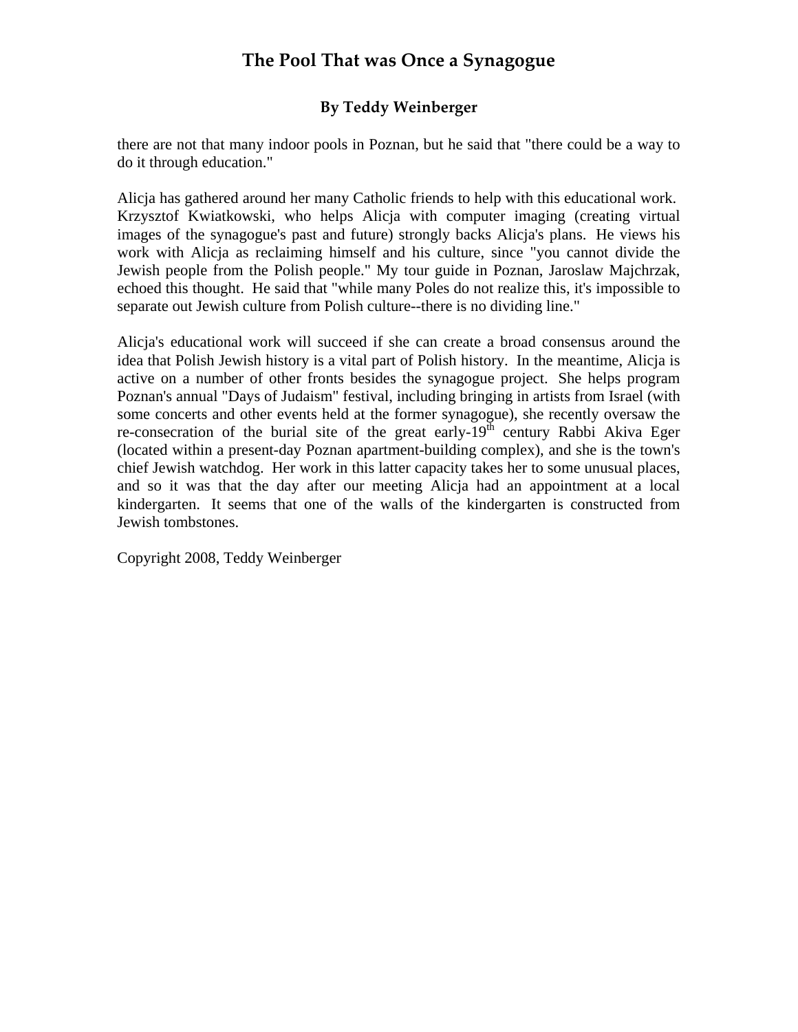there are not that many indoor pools in Poznan, but he said that "there could be a way to do it through education."

Alicja has gathered around her many Catholic friends to help with this educational work. Krzysztof Kwiatkowski, who helps Alicja with computer imaging (creating virtual images of the synagogue's past and future) strongly backs Alicja's plans. He views his work with Alicja as reclaiming himself and his culture, since "you cannot divide the Jewish people from the Polish people." My tour guide in Poznan, Jaroslaw Majchrzak, echoed this thought. He said that "while many Poles do not realize this, it's impossible to separate out Jewish culture from Polish culture--there is no dividing line."

Alicja's educational work will succeed if she can create a broad consensus around the idea that Polish Jewish history is a vital part of Polish history. In the meantime, Alicja is active on a number of other fronts besides the synagogue project. She helps program Poznan's annual "Days of Judaism" festival, including bringing in artists from Israel (with some concerts and other events held at the former synagogue), she recently oversaw the re-consecration of the burial site of the great early-19th century Rabbi Akiva Eger (located within a present-day Poznan apartment-building complex), and she is the town's chief Jewish watchdog. Her work in this latter capacity takes her to some unusual places, and so it was that the day after our meeting Alicja had an appointment at a local kindergarten. It seems that one of the walls of the kindergarten is constructed from Jewish tombstones.

Copyright 2008, Teddy Weinberger